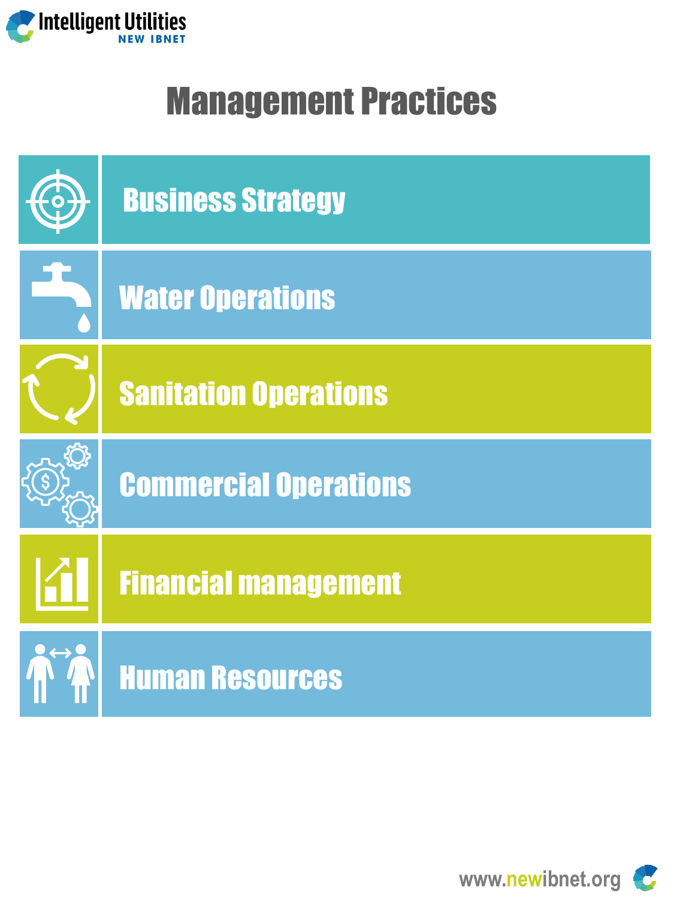# Management Practices

- Business Strategy
- Water Operations
- Sanitation Operations
- Commercial Operations
- Financial management
- Human Resources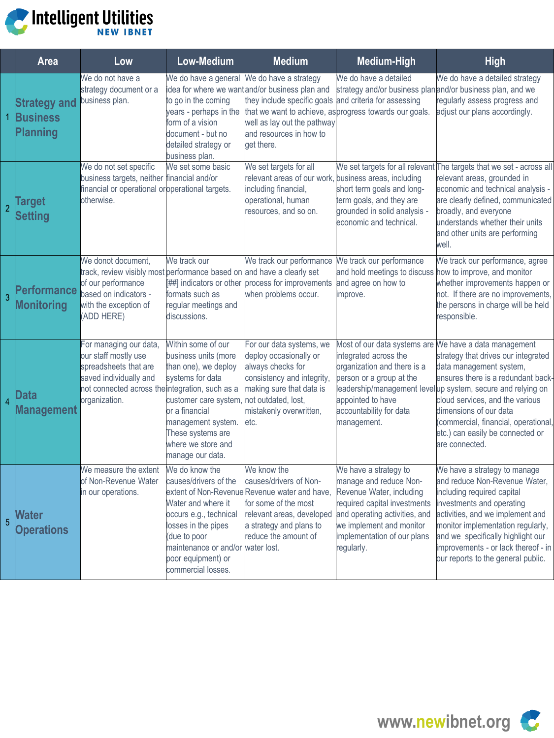|  | Area | Low | Low-Medium | Medium | Medium-High | High |
|---|---|---|---|---|---|---|
| 1 | **Strategy and Business Planning** | We do not have a strategy document or a business plan. | We do have a general idea for where we want to go in the coming years - perhaps in the form of a vision document - but no detailed strategy or business plan. | We do have a strategy and/or business plan and they include specific goals that we want to achieve, as well as lay out the pathway and resources in how to get there. | We do have a detailed strategy and/or business plan and criteria for assessing progress towards our goals. | We do have a detailed strategy and/or business plan, and we regularly assess progress and adjust our plans accordingly. |
| 2 | **Target Setting** | We do not set specific business targets, neither financial or operational or otherwise. | We set some basic financial and/or operational targets. | We set targets for all relevant areas of our work, including financial, operational, human resources, and so on. | We set targets for all relevant business areas, including short term goals and long-term goals, and they are grounded in solid analysis - economic and technical. | The targets that we set - across all relevant areas, grounded in economic and technical analysis - are clearly defined, communicated broadly, and everyone understands whether their units and other units are performing well. |
| 3 | **Performance Monitoring** | We donot document, track, review visibly most of our performance based on indicators - with the exception of (ADD HERE) | We track our performance based on [##] indicators or other formats such as regular meetings and discussions. | We track our performance and have a clearly set process for improvements when problems occur. | We track our performance and hold meetings to discuss and agree on how to improve. | We track our performance, agree how to improve, and monitor whether improvements happen or not. If there are no improvements, the persons in charge will be held responsible. |
| 4 | **Data Management** | For managing our data, our staff mostly use spreadsheets that are saved individually and not connected across the organization. | Within some of our business units (more than one), we deploy systems for data integration, such as a customer care system, or a financial management system. These systems are where we store and manage our data. | For our data systems, we deploy occasionally or always checks for consistency and integrity, making sure that data is not outdated, lost, mistakenly overwritten, etc. | Most of our data systems are integrated across the organization and there is a person or a group at the leadership/management level appointed to have accountability for data management. | We have a data management strategy that drives our integrated data management system, ensures there is a redundant back-up system, secure and relying on cloud services, and the various dimensions of our data (commercial, financial, operational, etc.) can easily be connected or are connected. |
| 5 | **Water Operations** | We measure the extent of Non-Revenue Water in our operations. | We do know the causes/drivers of the extent of Non-Revenue Water and where it occurs e.g., technical losses in the pipes (due to poor maintenance or and/or poor equipment) or commercial losses. | We know the causes/drivers of Non-Revenue water and have, for some of the most relevant areas, developed a strategy and plans to reduce the amount of water lost. | We have a strategy to manage and reduce Non-Revenue Water, including required capital investments and operating activities, and we implement and monitor implementation of our plans regularly. | We have a strategy to manage and reduce Non-Revenue Water, including required capital investments and operating activities, and we implement and monitor implementation regularly, and we specifically highlight our improvements - or lack thereof - in our reports to the general public. |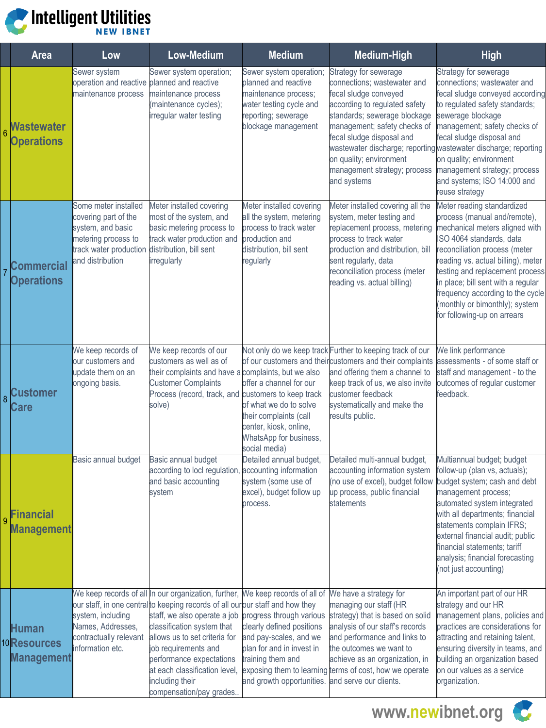| | Area | Low | Low-Medium | Medium | Medium-High | High |
|---|---|---|---|---|---|---|
| 6 | **Wastewater Operations** | Sewer system operation and reactive maintenance process | Sewer system operation; planned and reactive maintenance process (maintenance cycles); irregular water testing | Sewer system operation; planned and reactive maintenance process; water testing cycle and reporting; sewerage blockage management | Strategy for sewerage connections; wastewater and fecal sludge conveyed according to regulated safety standards; sewerage blockage management; safety checks of fecal sludge disposal and wastewater discharge; reporting on quality; environment management strategy; process and systems | Strategy for sewerage connections; wastewater and fecal sludge conveyed according to regulated safety standards; sewerage blockage management; safety checks of fecal sludge disposal and wastewater discharge; reporting on quality; environment management strategy; process and systems; ISO 14:000 and reuse strategy |
| 7 | **Commercial Operations** | Some meter installed covering part of the system, and basic metering process to track water production and distribution | Meter installed covering most of the system, and basic metering process to track water production and distribution, bill sent irregularly | Meter installed covering all the system, metering process to track water production and distribution, bill sent regularly | Meter installed covering all the system, meter testing and replacement process, metering process to track water production and distribution, bill sent regularly, data reconciliation process (meter reading vs. actual billing) | Meter reading standardized process (manual and/remote), mechanical meters aligned with ISO 4064 standards, data reconciliation process (meter reading vs. actual billing), meter testing and replacement process in place; bill sent with a regular frequency according to the cycle (monthly or bimonthly); system for following-up on arrears |
| 8 | **Customer Care** | We keep records of our customers and update them on an ongoing basis. | We keep records of our customers as well as of their complaints and have a Customer Complaints Process (record, track, and solve) | Not only do we keep track of our customers and their complaints, but we also offer a channel for our customers to keep track of what we do to solve their complaints (call center, kiosk, online, WhatsApp for business, social media) | Further to keeping track of our customers and their complaints and offering them a channel to keep track of us, we also invite customer feedback systematically and make the results public. | We link performance assessments - of some staff or staff and management - to the outcomes of regular customer feedback. |
| 9 | **Financial Management** | Basic annual budget | Basic annual budget according to locl regulation, and basic accounting system | Detailed annual budget, accounting information system (some use of excel), budget follow up process. | Detailed multi-annual budget, accounting information system (no use of excel), budget follow up process, public financial statements | Multiannual budget; budget follow-up (plan vs, actuals); budget system; cash and debt management process; automated system integrated with all departments; financial statements complain IFRS; external financial audit; public financial statements; tariff analysis; financial forecasting (not just accounting) |
| 10 | **Human Resources Management** | We keep records of all our staff, in one central system, including Names, Addresses, contractually relevant information etc. | In our organization, further, to keeping records of all our staff, we also operate a job classification system that allows us to set criteria for job requirements and performance expectations at each classification level, including their compensation/pay grades.. | We keep records of all of our staff and how they progress through various clearly defined positions and pay-scales, and we plan for and in invest in training them and exposing them to learning and growth opportunities. | We have a strategy for managing our staff (HR strategy) that is based on solid analysis of our staff's records and performance and links to the outcomes we want to achieve as an organization, in terms of cost, how we operate and serve our clients. | An important part of our HR strategy and our HR management plans, policies and practices are considerations for attracting and retaining talent, ensuring diversity in teams, and building an organization based on our values as a service organization. |